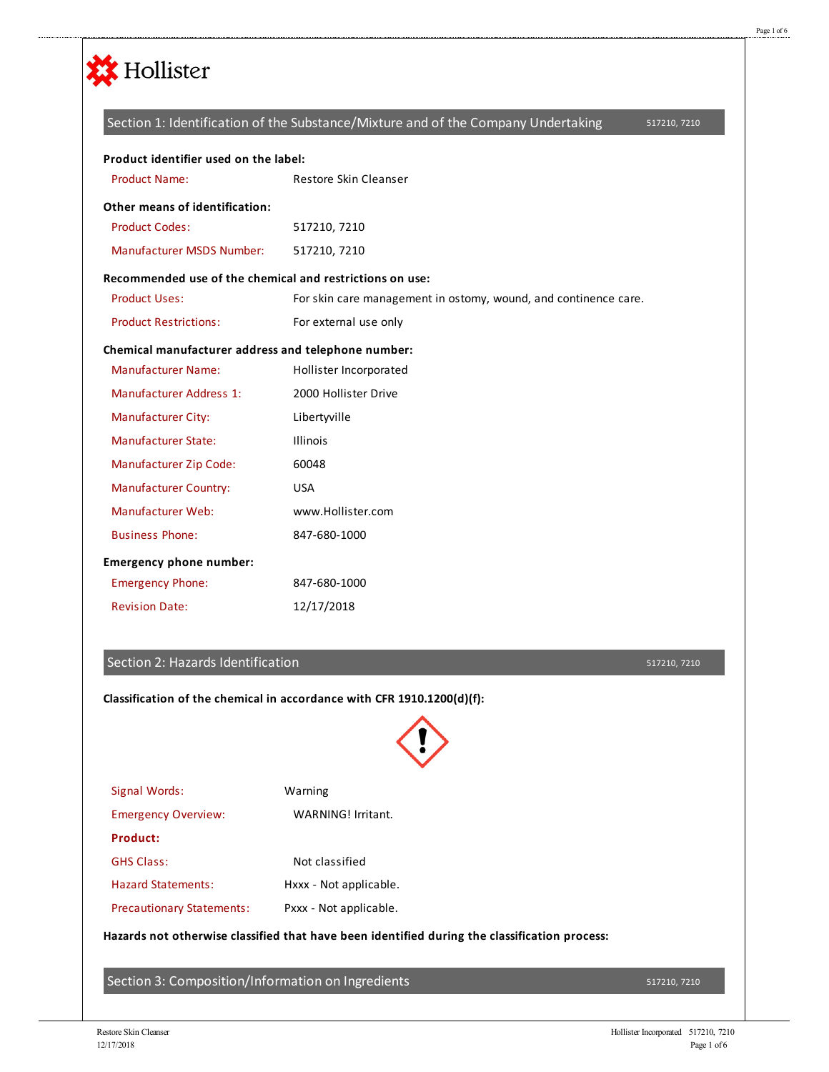Hollister

## Section 1: Identification of the Substance/Mixture and of the Company Undertaking

517210, 7210

**Product identifier used on the label:**

| | |
|---|---|
| Product Name: | Restore Skin Cleanser |

**Other means of identification:**

| | |
|---|---|
| Product Codes: | 517210, 7210 |
| Manufacturer MSDS Number: | 517210, 7210 |

**Recommended use of the chemical and restrictions on use:**

| | |
|---|---|
| Product Uses: | For skin care management in ostomy, wound, and continence care. |
| Product Restrictions: | For external use only |

**Chemical manufacturer address and telephone number:**

| | |
|---|---|
| Manufacturer Name: | Hollister Incorporated |
| Manufacturer Address 1: | 2000 Hollister Drive |
| Manufacturer City: | Libertyville |
| Manufacturer State: | Illinois |
| Manufacturer Zip Code: | 60048 |
| Manufacturer Country: | USA |
| Manufacturer Web: | www.Hollister.com |
| Business Phone: | 847-680-1000 |

**Emergency phone number:**

| | |
|---|---|
| Emergency Phone: | 847-680-1000 |
| Revision Date: | 12/17/2018 |

## Section 2: Hazards Identification

517210, 7210

**Classification of the chemical in accordance with CFR 1910.1200(d)(f):**

| | |
|---|---|
| Signal Words: | Warning |
| Emergency Overview: | WARNING! Irritant. |
| **Product:** | |
| GHS Class: | Not classified |
| Hazard Statements: | Hxxx - Not applicable. |
| Precautionary Statements: | Pxxx - Not applicable. |

**Hazards not otherwise classified that have been identified during the classification process:**

## Section 3: Composition/Information on Ingredients

517210, 7210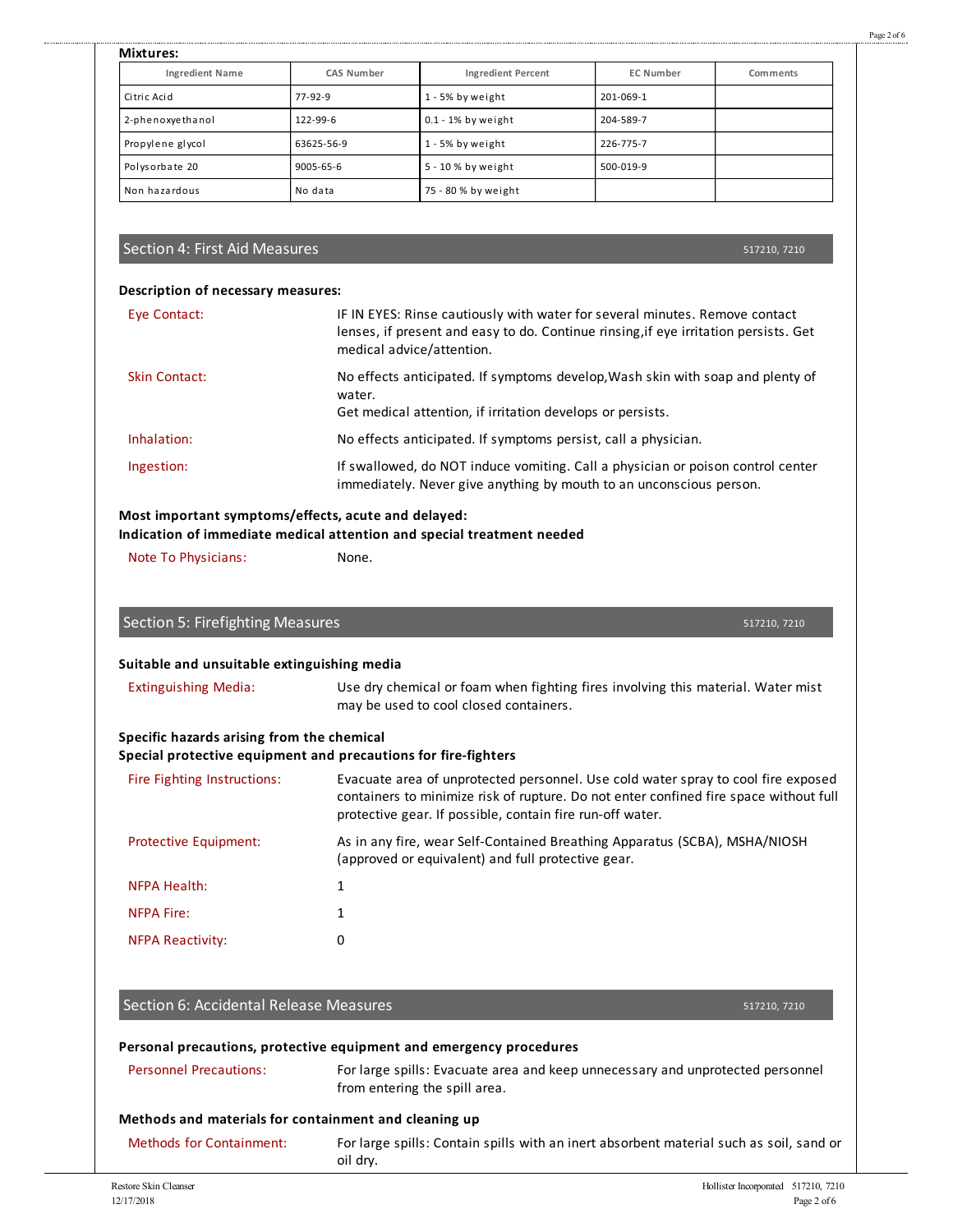**Mixtures:**

| Ingredient Name | CAS Number | Ingredient Percent | EC Number | Comments |
|---|---|---|---|---|
| Citric Acid | 77-92-9 | 1 - 5% by weight | 201-069-1 | |
| 2-phenoxyethanol | 122-99-6 | 0.1 - 1% by weight | 204-589-7 | |
| Propylene glycol | 63625-56-9 | 1 - 5% by weight | 226-775-7 | |
| Polysorbate 20 | 9005-65-6 | 5 - 10 % by weight | 500-019-9 | |
| Non hazardous | No data | 75 - 80 % by weight | | |

## Section 4: First Aid Measures

517210, 7210

**Description of necessary measures:**

Eye Contact: IF IN EYES: Rinse cautiously with water for several minutes. Remove contact lenses, if present and easy to do. Continue rinsing,if eye irritation persists. Get medical advice/attention.

Skin Contact: No effects anticipated. If symptoms develop,Wash skin with soap and plenty of water.
Get medical attention, if irritation develops or persists.

Inhalation: No effects anticipated. If symptoms persist, call a physician.

Ingestion: If swallowed, do NOT induce vomiting. Call a physician or poison control center immediately. Never give anything by mouth to an unconscious person.

**Most important symptoms/effects, acute and delayed:**
**Indication of immediate medical attention and special treatment needed**

Note To Physicians: None.

## Section 5: Firefighting Measures

517210, 7210

**Suitable and unsuitable extinguishing media**

Extinguishing Media: Use dry chemical or foam when fighting fires involving this material. Water mist may be used to cool closed containers.

**Specific hazards arising from the chemical**
**Special protective equipment and precautions for fire-fighters**

Fire Fighting Instructions: Evacuate area of unprotected personnel. Use cold water spray to cool fire exposed containers to minimize risk of rupture. Do not enter confined fire space without full protective gear. If possible, contain fire run-off water.

Protective Equipment: As in any fire, wear Self-Contained Breathing Apparatus (SCBA), MSHA/NIOSH (approved or equivalent) and full protective gear.

NFPA Health: 1

NFPA Fire: 1

NFPA Reactivity: 0

## Section 6: Accidental Release Measures

517210, 7210

**Personal precautions, protective equipment and emergency procedures**

Personnel Precautions: For large spills: Evacuate area and keep unnecessary and unprotected personnel from entering the spill area.

**Methods and materials for containment and cleaning up**

Methods for Containment: For large spills: Contain spills with an inert absorbent material such as soil, sand or oil dry.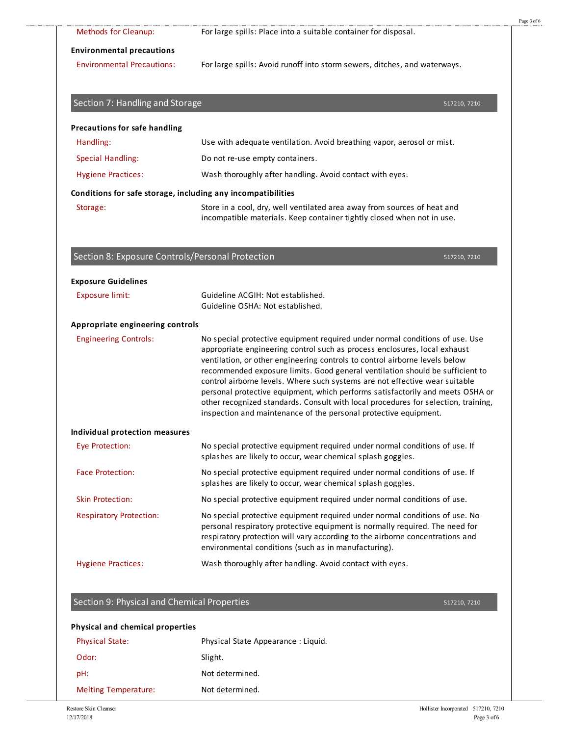| | |
|---|---|
| Methods for Cleanup: | For large spills: Place into a suitable container for disposal. |

**Environmental precautions**

| | |
|---|---|
| Environmental Precautions: | For large spills: Avoid runoff into storm sewers, ditches, and waterways. |

## Section 7: Handling and Storage

517210, 7210

**Precautions for safe handling**

| | |
|---|---|
| Handling: | Use with adequate ventilation. Avoid breathing vapor, aerosol or mist. |
| Special Handling: | Do not re-use empty containers. |
| Hygiene Practices: | Wash thoroughly after handling. Avoid contact with eyes. |

**Conditions for safe storage, including any incompatibilities**

| | |
|---|---|
| Storage: | Store in a cool, dry, well ventilated area away from sources of heat and incompatible materials. Keep container tightly closed when not in use. |

## Section 8: Exposure Controls/Personal Protection

517210, 7210

**Exposure Guidelines**

| | |
|---|---|
| Exposure limit: | Guideline ACGIH: Not established.<br>Guideline OSHA: Not established. |

**Appropriate engineering controls**

| | |
|---|---|
| Engineering Controls: | No special protective equipment required under normal conditions of use. Use appropriate engineering control such as process enclosures, local exhaust ventilation, or other engineering controls to control airborne levels below recommended exposure limits. Good general ventilation should be sufficient to control airborne levels. Where such systems are not effective wear suitable personal protective equipment, which performs satisfactorily and meets OSHA or other recognized standards. Consult with local procedures for selection, training, inspection and maintenance of the personal protective equipment. |

**Individual protection measures**

| | |
|---|---|
| Eye Protection: | No special protective equipment required under normal conditions of use. If splashes are likely to occur, wear chemical splash goggles. |
| Face Protection: | No special protective equipment required under normal conditions of use. If splashes are likely to occur, wear chemical splash goggles. |
| Skin Protection: | No special protective equipment required under normal conditions of use. |
| Respiratory Protection: | No special protective equipment required under normal conditions of use. No personal respiratory protective equipment is normally required. The need for respiratory protection will vary according to the airborne concentrations and environmental conditions (such as in manufacturing). |
| Hygiene Practices: | Wash thoroughly after handling. Avoid contact with eyes. |

## Section 9: Physical and Chemical Properties

517210, 7210

**Physical and chemical properties**

| | |
|---|---|
| Physical State: | Physical State Appearance : Liquid. |
| Odor: | Slight. |
| pH: | Not determined. |
| Melting Temperature: | Not determined. |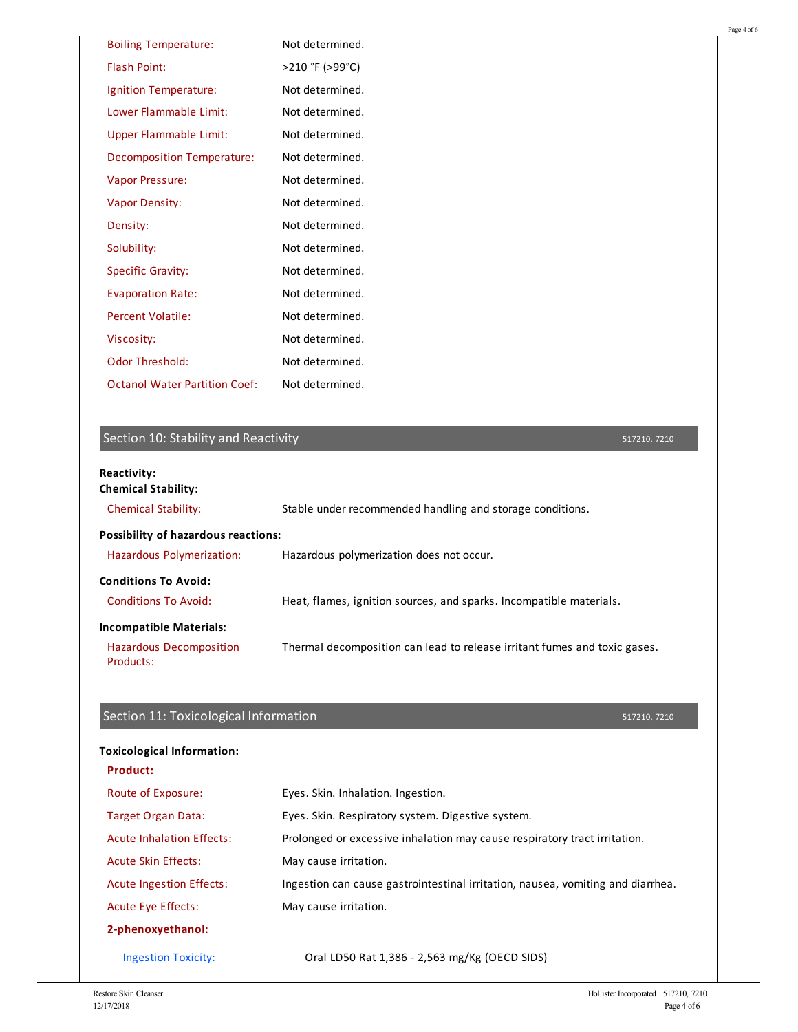| | |
|---|---|
| Boiling Temperature: | Not determined. |
| Flash Point: | >210 °F (>99°C) |
| Ignition Temperature: | Not determined. |
| Lower Flammable Limit: | Not determined. |
| Upper Flammable Limit: | Not determined. |
| Decomposition Temperature: | Not determined. |
| Vapor Pressure: | Not determined. |
| Vapor Density: | Not determined. |
| Density: | Not determined. |
| Solubility: | Not determined. |
| Specific Gravity: | Not determined. |
| Evaporation Rate: | Not determined. |
| Percent Volatile: | Not determined. |
| Viscosity: | Not determined. |
| Odor Threshold: | Not determined. |
| Octanol Water Partition Coef: | Not determined. |

## Section 10: Stability and Reactivity

517210, 7210

**Reactivity:**

**Chemical Stability:**

| | |
|---|---|
| Chemical Stability: | Stable under recommended handling and storage conditions. |

**Possibility of hazardous reactions:**

| | |
|---|---|
| Hazardous Polymerization: | Hazardous polymerization does not occur. |

**Conditions To Avoid:**

| | |
|---|---|
| Conditions To Avoid: | Heat, flames, ignition sources, and sparks. Incompatible materials. |

**Incompatible Materials:**

| | |
|---|---|
| Hazardous Decomposition Products: | Thermal decomposition can lead to release irritant fumes and toxic gases. |

## Section 11: Toxicological Information

517210, 7210

**Toxicological Information:**

**Product:**

| | |
|---|---|
| Route of Exposure: | Eyes. Skin. Inhalation. Ingestion. |
| Target Organ Data: | Eyes. Skin. Respiratory system. Digestive system. |
| Acute Inhalation Effects: | Prolonged or excessive inhalation may cause respiratory tract irritation. |
| Acute Skin Effects: | May cause irritation. |
| Acute Ingestion Effects: | Ingestion can cause gastrointestinal irritation, nausea, vomiting and diarrhea. |
| Acute Eye Effects: | May cause irritation. |

**2-phenoxyethanol:**

| | |
|---|---|
| Ingestion Toxicity: | Oral LD50 Rat 1,386 - 2,563 mg/Kg (OECD SIDS) |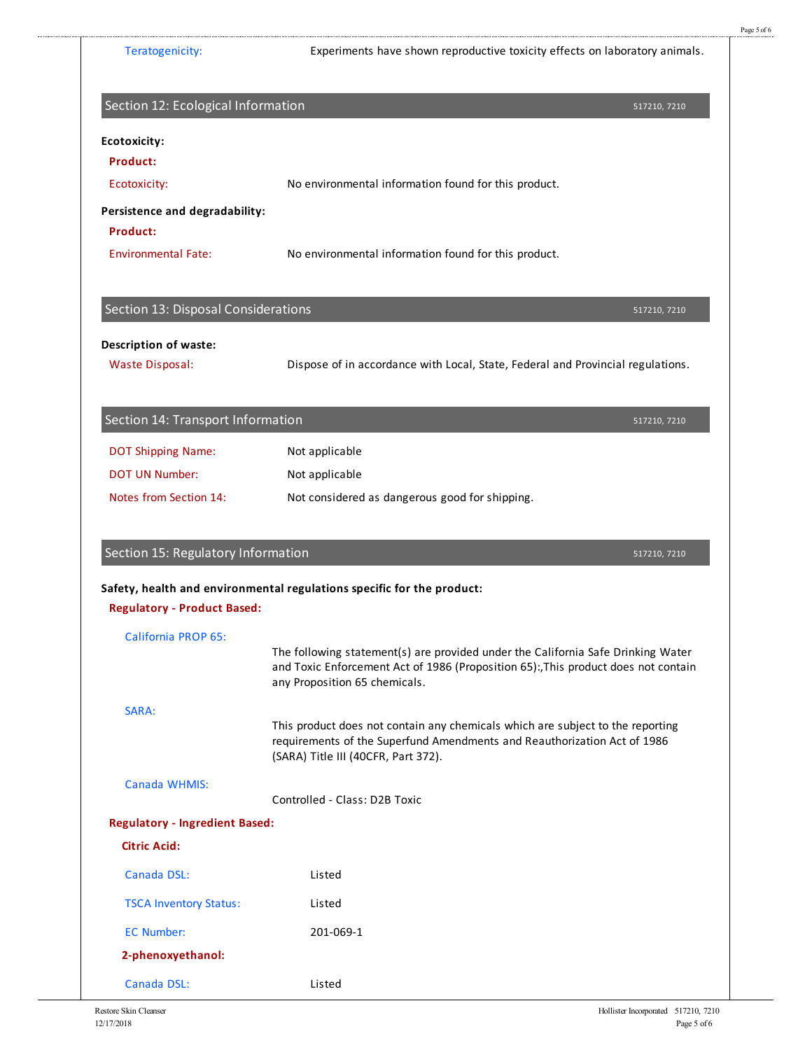Teratogenicity: Experiments have shown reproductive toxicity effects on laboratory animals.

## Section 12: Ecological Information

517210, 7210

**Ecotoxicity:**

**Product:**

Ecotoxicity: No environmental information found for this product.

**Persistence and degradability:**

**Product:**

Environmental Fate: No environmental information found for this product.

## Section 13: Disposal Considerations

517210, 7210

**Description of waste:**

Waste Disposal: Dispose of in accordance with Local, State, Federal and Provincial regulations.

## Section 14: Transport Information

517210, 7210

| | |
|---|---|
| DOT Shipping Name: | Not applicable |
| DOT UN Number: | Not applicable |
| Notes from Section 14: | Not considered as dangerous good for shipping. |

## Section 15: Regulatory Information

517210, 7210

**Safety, health and environmental regulations specific for the product:**

**Regulatory - Product Based:**

California PROP 65:

The following statement(s) are provided under the California Safe Drinking Water and Toxic Enforcement Act of 1986 (Proposition 65):,This product does not contain any Proposition 65 chemicals.

SARA:

This product does not contain any chemicals which are subject to the reporting requirements of the Superfund Amendments and Reauthorization Act of 1986 (SARA) Title III (40CFR, Part 372).

Canada WHMIS:

Controlled - Class: D2B Toxic

**Regulatory - Ingredient Based:**

**Citric Acid:**

| | |
|---|---|
| Canada DSL: | Listed |
| TSCA Inventory Status: | Listed |
| EC Number: | 201-069-1 |

**2-phenoxyethanol:**

| | |
|---|---|
| Canada DSL: | Listed |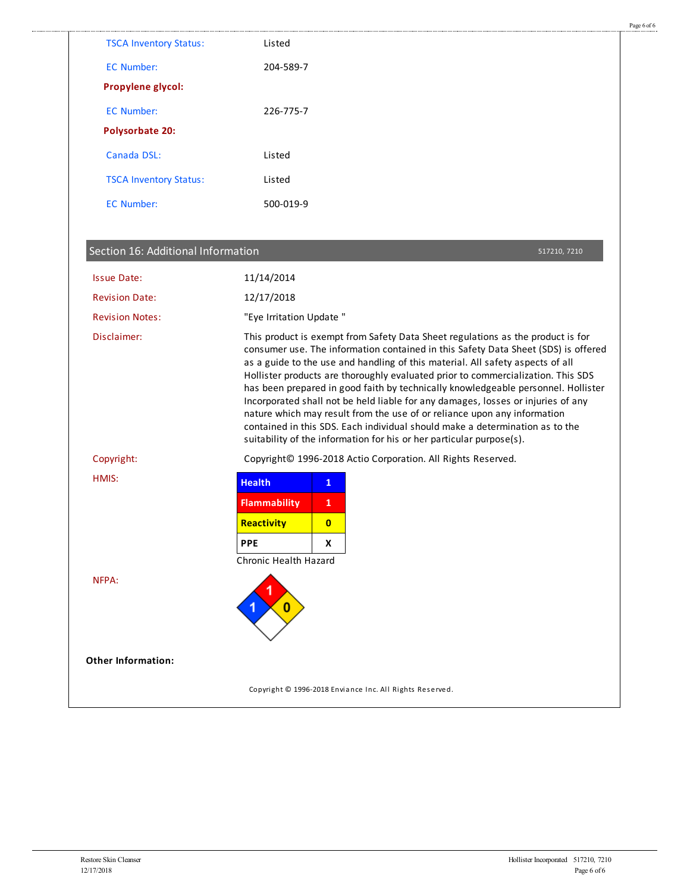| | |
|---|---|
| TSCA Inventory Status: | Listed |
| EC Number: | 204-589-7 |

**Propylene glycol:**

| | |
|---|---|
| EC Number: | 226-775-7 |

**Polysorbate 20:**

| | |
|---|---|
| Canada DSL: | Listed |
| TSCA Inventory Status: | Listed |
| EC Number: | 500-019-9 |

## Section 16: Additional Information

517210, 7210

| | |
|---|---|
| Issue Date: | 11/14/2014 |
| Revision Date: | 12/17/2018 |
| Revision Notes: | "Eye Irritation Update " |
| Disclaimer: | This product is exempt from Safety Data Sheet regulations as the product is for consumer use. The information contained in this Safety Data Sheet (SDS) is offered as a guide to the use and handling of this material. All safety aspects of all Hollister products are thoroughly evaluated prior to commercialization. This SDS has been prepared in good faith by technically knowledgeable personnel. Hollister Incorporated shall not be held liable for any damages, losses or injuries of any nature which may result from the use of or reliance upon any information contained in this SDS. Each individual should make a determination as to the suitability of the information for his or her particular purpose(s). |
| Copyright: | Copyright© 1996-2018 Actio Corporation. All Rights Reserved. |

HMIS:

| | |
|---|---|
| Health | 1 |
| Flammability | 1 |
| Reactivity | 0 |
| PPE | X |

Chronic Health Hazard

NFPA:

1
1
0

**Other Information:**

Copyright © 1996-2018 Enviance Inc. All Rights Reserved.